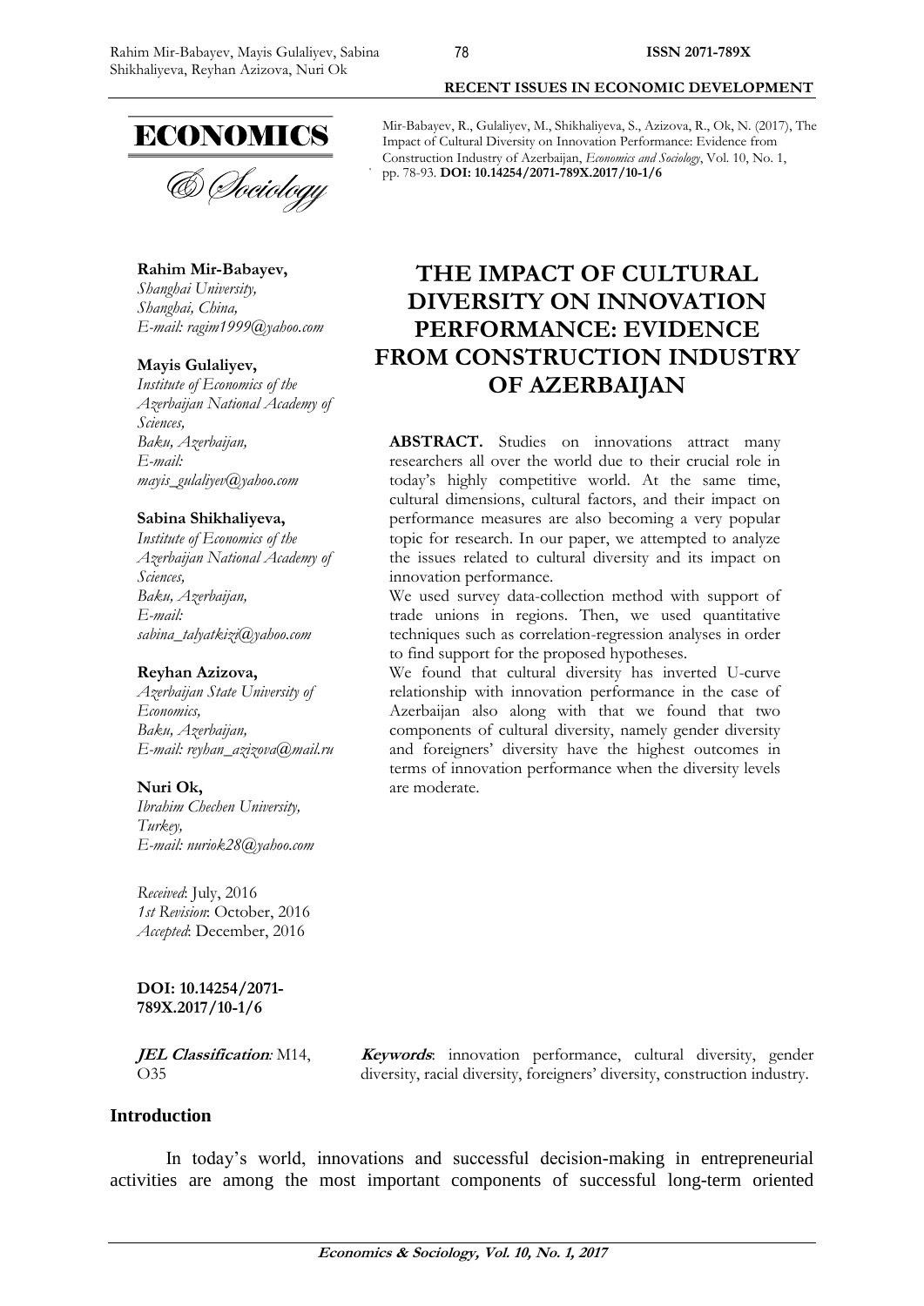Mir-Babayev, R., Gulaliyev, M., Shikhaliyeva, S., Azizova, R., Ok, N. (2017), The Impact of Cultural Diversity on Innovation Performance: Evidence from Construction Industry of Azerbaijan, *Economics and Sociology*, Vol. 10, No. 1, pp. 78-93. **DOI: 10.14254/2071-789X.2017/10-1/6**

**Rahim Mir-Babayev,**
*Shanghai University,*
*Shanghai, China,*
*E-mail: ragim1999@yahoo.com*

**Mayis Gulaliyev,**
*Institute of Economics of the Azerbaijan National Academy of Sciences,*
*Baku, Azerbaijan,*
*E-mail: mayis_gulaliyev@yahoo.com*

**Sabina Shikhaliyeva,**
*Institute of Economics of the Azerbaijan National Academy of Sciences,*
*Baku, Azerbaijan,*
*E-mail: sabina_talyatkizi@yahoo.com*

**Reyhan Azizova,**
*Azerbaijan State University of Economics,*
*Baku, Azerbaijan,*
*E-mail: reyhan_azizova@mail.ru*

**Nuri Ok,**
*Ibrahim Chechen University,*
*Turkey,*
*E-mail: nuriok28@yahoo.com*

*Received*: July, 2016
*1st Revision*: October, 2016
*Accepted*: December, 2016

**DOI: 10.14254/2071-789X.2017/10-1/6**

**JEL Classification**: M14, O35

# THE IMPACT OF CULTURAL DIVERSITY ON INNOVATION PERFORMANCE: EVIDENCE FROM CONSTRUCTION INDUSTRY OF AZERBAIJAN

**ABSTRACT.** Studies on innovations attract many researchers all over the world due to their crucial role in today's highly competitive world. At the same time, cultural dimensions, cultural factors, and their impact on performance measures are also becoming a very popular topic for research. In our paper, we attempted to analyze the issues related to cultural diversity and its impact on innovation performance.

We used survey data-collection method with support of trade unions in regions. Then, we used quantitative techniques such as correlation-regression analyses in order to find support for the proposed hypotheses.

We found that cultural diversity has inverted U-curve relationship with innovation performance in the case of Azerbaijan also along with that we found that two components of cultural diversity, namely gender diversity and foreigners' diversity have the highest outcomes in terms of innovation performance when the diversity levels are moderate.

**Keywords**: innovation performance, cultural diversity, gender diversity, racial diversity, foreigners' diversity, construction industry.

## Introduction

In today's world, innovations and successful decision-making in entrepreneurial activities are among the most important components of successful long-term oriented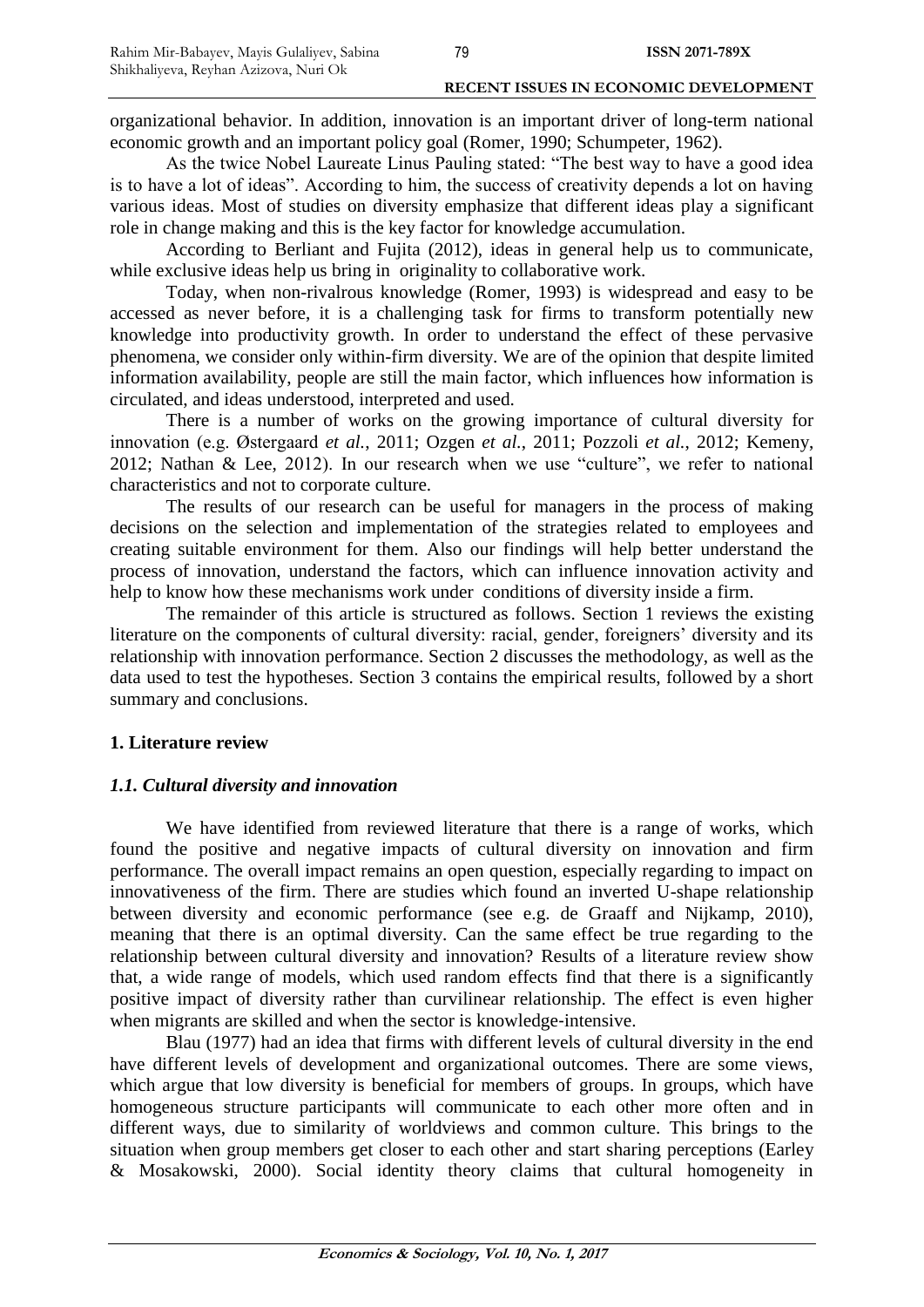organizational behavior. In addition, innovation is an important driver of long-term national economic growth and an important policy goal (Romer, 1990; Schumpeter, 1962).

As the twice Nobel Laureate Linus Pauling stated: "The best way to have a good idea is to have a lot of ideas". According to him, the success of creativity depends a lot on having various ideas. Most of studies on diversity emphasize that different ideas play a significant role in change making and this is the key factor for knowledge accumulation.

According to Berliant and Fujita (2012), ideas in general help us to communicate, while exclusive ideas help us bring in originality to collaborative work.

Today, when non-rivalrous knowledge (Romer, 1993) is widespread and easy to be accessed as never before, it is a challenging task for firms to transform potentially new knowledge into productivity growth. In order to understand the effect of these pervasive phenomena, we consider only within-firm diversity. We are of the opinion that despite limited information availability, people are still the main factor, which influences how information is circulated, and ideas understood, interpreted and used.

There is a number of works on the growing importance of cultural diversity for innovation (e.g. Østergaard *et al.*, 2011; Ozgen *et al.*, 2011; Pozzoli *et al.*, 2012; Kemeny, 2012; Nathan & Lee, 2012). In our research when we use "culture", we refer to national characteristics and not to corporate culture.

The results of our research can be useful for managers in the process of making decisions on the selection and implementation of the strategies related to employees and creating suitable environment for them. Also our findings will help better understand the process of innovation, understand the factors, which can influence innovation activity and help to know how these mechanisms work under conditions of diversity inside a firm.

The remainder of this article is structured as follows. Section 1 reviews the existing literature on the components of cultural diversity: racial, gender, foreigners' diversity and its relationship with innovation performance. Section 2 discusses the methodology, as well as the data used to test the hypotheses. Section 3 contains the empirical results, followed by a short summary and conclusions.

## 1. Literature review

### *1.1. Cultural diversity and innovation*

We have identified from reviewed literature that there is a range of works, which found the positive and negative impacts of cultural diversity on innovation and firm performance. The overall impact remains an open question, especially regarding to impact on innovativeness of the firm. There are studies which found an inverted U-shape relationship between diversity and economic performance (see e.g. de Graaff and Nijkamp, 2010), meaning that there is an optimal diversity. Can the same effect be true regarding to the relationship between cultural diversity and innovation? Results of a literature review show that, a wide range of models, which used random effects find that there is a significantly positive impact of diversity rather than curvilinear relationship. The effect is even higher when migrants are skilled and when the sector is knowledge-intensive.

Blau (1977) had an idea that firms with different levels of cultural diversity in the end have different levels of development and organizational outcomes. There are some views, which argue that low diversity is beneficial for members of groups. In groups, which have homogeneous structure participants will communicate to each other more often and in different ways, due to similarity of worldviews and common culture. This brings to the situation when group members get closer to each other and start sharing perceptions (Earley & Mosakowski, 2000). Social identity theory claims that cultural homogeneity in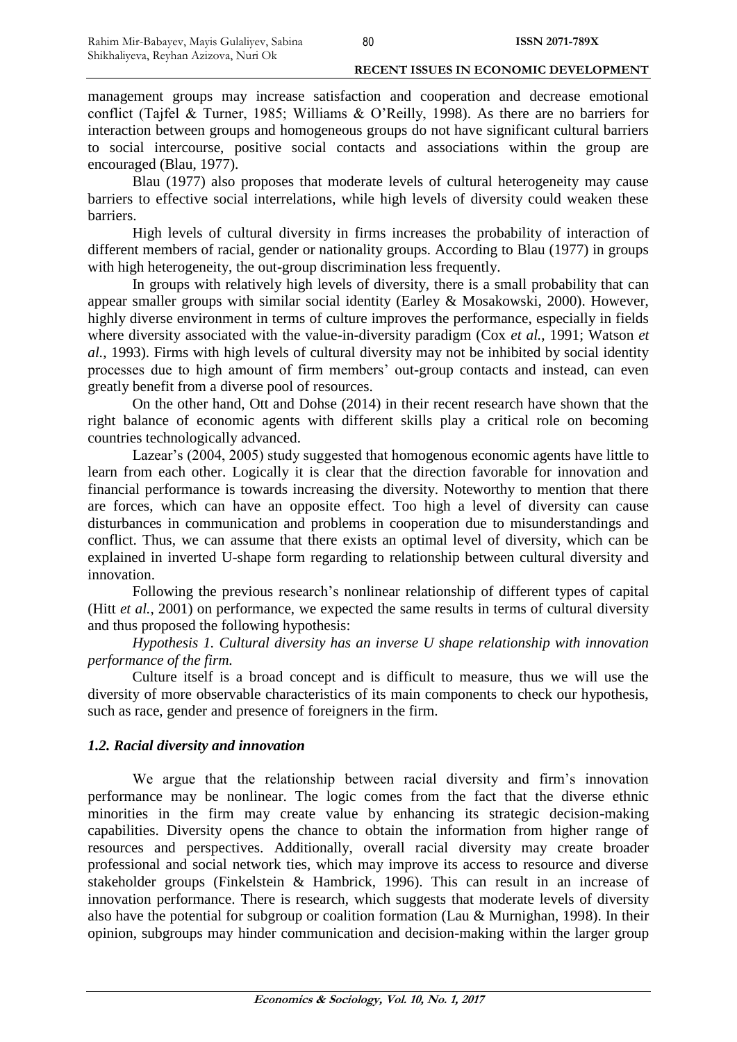management groups may increase satisfaction and cooperation and decrease emotional conflict (Tajfel & Turner, 1985; Williams & O'Reilly, 1998). As there are no barriers for interaction between groups and homogeneous groups do not have significant cultural barriers to social intercourse, positive social contacts and associations within the group are encouraged (Blau, 1977).

Blau (1977) also proposes that moderate levels of cultural heterogeneity may cause barriers to effective social interrelations, while high levels of diversity could weaken these barriers.

High levels of cultural diversity in firms increases the probability of interaction of different members of racial, gender or nationality groups. According to Blau (1977) in groups with high heterogeneity, the out-group discrimination less frequently.

In groups with relatively high levels of diversity, there is a small probability that can appear smaller groups with similar social identity (Earley & Mosakowski, 2000). However, highly diverse environment in terms of culture improves the performance, especially in fields where diversity associated with the value-in-diversity paradigm (Cox *et al.*, 1991; Watson *et al.*, 1993). Firms with high levels of cultural diversity may not be inhibited by social identity processes due to high amount of firm members' out-group contacts and instead, can even greatly benefit from a diverse pool of resources.

On the other hand, Ott and Dohse (2014) in their recent research have shown that the right balance of economic agents with different skills play a critical role on becoming countries technologically advanced.

Lazear's (2004, 2005) study suggested that homogenous economic agents have little to learn from each other. Logically it is clear that the direction favorable for innovation and financial performance is towards increasing the diversity. Noteworthy to mention that there are forces, which can have an opposite effect. Too high a level of diversity can cause disturbances in communication and problems in cooperation due to misunderstandings and conflict. Thus, we can assume that there exists an optimal level of diversity, which can be explained in inverted U-shape form regarding to relationship between cultural diversity and innovation.

Following the previous research's nonlinear relationship of different types of capital (Hitt *et al.*, 2001) on performance, we expected the same results in terms of cultural diversity and thus proposed the following hypothesis:

*Hypothesis 1. Cultural diversity has an inverse U shape relationship with innovation performance of the firm.*

Culture itself is a broad concept and is difficult to measure, thus we will use the diversity of more observable characteristics of its main components to check our hypothesis, such as race, gender and presence of foreigners in the firm.

### *1.2. Racial diversity and innovation*

We argue that the relationship between racial diversity and firm's innovation performance may be nonlinear. The logic comes from the fact that the diverse ethnic minorities in the firm may create value by enhancing its strategic decision-making capabilities. Diversity opens the chance to obtain the information from higher range of resources and perspectives. Additionally, overall racial diversity may create broader professional and social network ties, which may improve its access to resource and diverse stakeholder groups (Finkelstein & Hambrick, 1996). This can result in an increase of innovation performance. There is research, which suggests that moderate levels of diversity also have the potential for subgroup or coalition formation (Lau & Murnighan, 1998). In their opinion, subgroups may hinder communication and decision-making within the larger group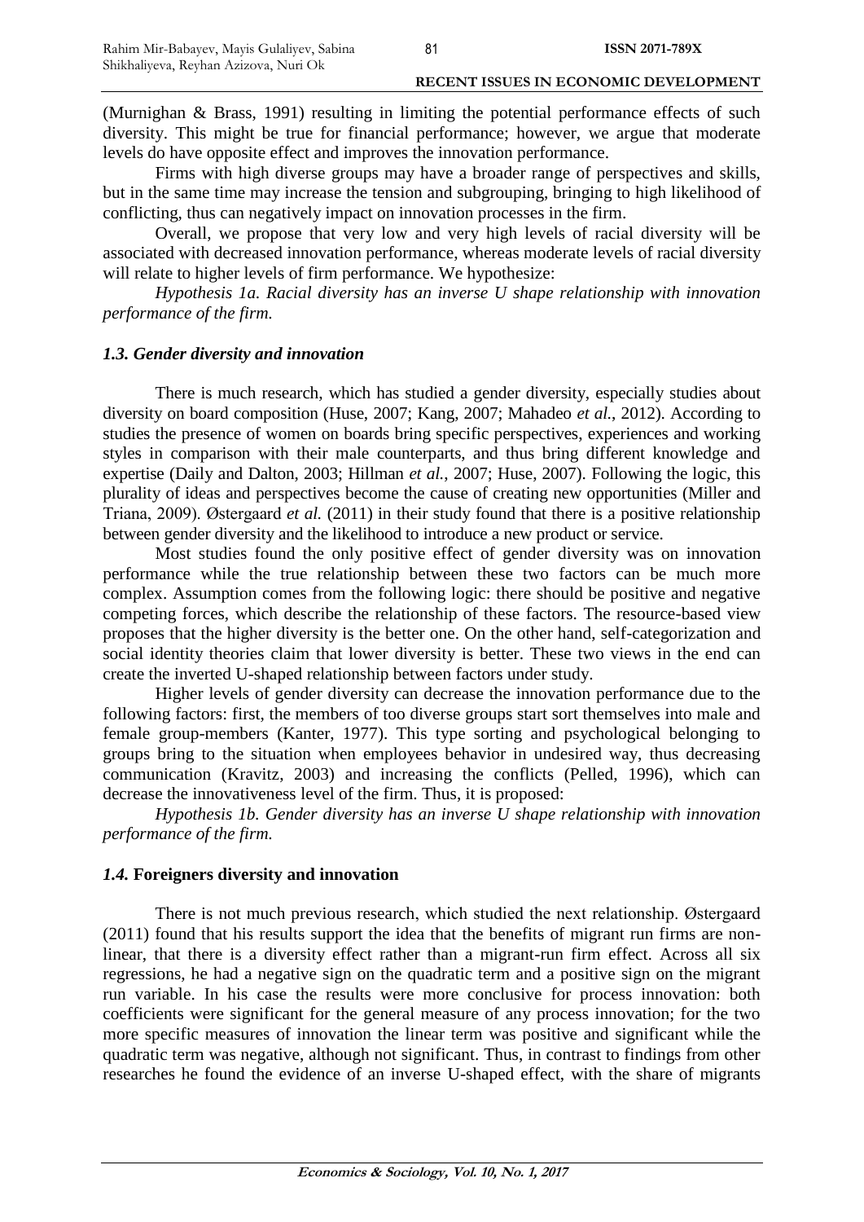(Murnighan & Brass, 1991) resulting in limiting the potential performance effects of such diversity. This might be true for financial performance; however, we argue that moderate levels do have opposite effect and improves the innovation performance.

Firms with high diverse groups may have a broader range of perspectives and skills, but in the same time may increase the tension and subgrouping, bringing to high likelihood of conflicting, thus can negatively impact on innovation processes in the firm.

Overall, we propose that very low and very high levels of racial diversity will be associated with decreased innovation performance, whereas moderate levels of racial diversity will relate to higher levels of firm performance. We hypothesize:

*Hypothesis 1a. Racial diversity has an inverse U shape relationship with innovation performance of the firm.*

### *1.3. Gender diversity and innovation*

There is much research, which has studied a gender diversity, especially studies about diversity on board composition (Huse, 2007; Kang, 2007; Mahadeo *et al.*, 2012). According to studies the presence of women on boards bring specific perspectives, experiences and working styles in comparison with their male counterparts, and thus bring different knowledge and expertise (Daily and Dalton, 2003; Hillman *et al.*, 2007; Huse, 2007). Following the logic, this plurality of ideas and perspectives become the cause of creating new opportunities (Miller and Triana, 2009). Østergaard *et al.* (2011) in their study found that there is a positive relationship between gender diversity and the likelihood to introduce a new product or service.

Most studies found the only positive effect of gender diversity was on innovation performance while the true relationship between these two factors can be much more complex. Assumption comes from the following logic: there should be positive and negative competing forces, which describe the relationship of these factors. The resource-based view proposes that the higher diversity is the better one. On the other hand, self-categorization and social identity theories claim that lower diversity is better. These two views in the end can create the inverted U-shaped relationship between factors under study.

Higher levels of gender diversity can decrease the innovation performance due to the following factors: first, the members of too diverse groups start sort themselves into male and female group-members (Kanter, 1977). This type sorting and psychological belonging to groups bring to the situation when employees behavior in undesired way, thus decreasing communication (Kravitz, 2003) and increasing the conflicts (Pelled, 1996), which can decrease the innovativeness level of the firm. Thus, it is proposed:

*Hypothesis 1b. Gender diversity has an inverse U shape relationship with innovation performance of the firm.*

### *1.4.* **Foreigners diversity and innovation**

There is not much previous research, which studied the next relationship. Østergaard (2011) found that his results support the idea that the benefits of migrant run firms are non-linear, that there is a diversity effect rather than a migrant-run firm effect. Across all six regressions, he had a negative sign on the quadratic term and a positive sign on the migrant run variable. In his case the results were more conclusive for process innovation: both coefficients were significant for the general measure of any process innovation; for the two more specific measures of innovation the linear term was positive and significant while the quadratic term was negative, although not significant. Thus, in contrast to findings from other researches he found the evidence of an inverse U-shaped effect, with the share of migrants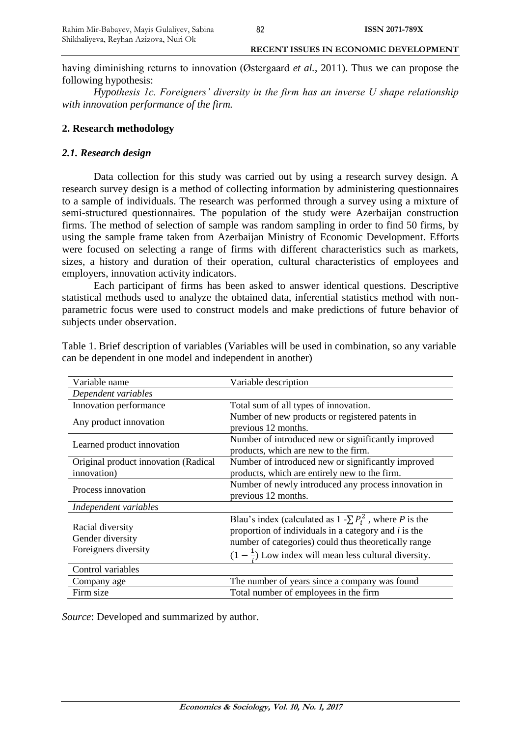having diminishing returns to innovation (Østergaard *et al.*, 2011). Thus we can propose the following hypothesis:

*Hypothesis 1c. Foreigners' diversity in the firm has an inverse U shape relationship with innovation performance of the firm.*

## 2. Research methodology

### *2.1. Research design*

Data collection for this study was carried out by using a research survey design. A research survey design is a method of collecting information by administering questionnaires to a sample of individuals. The research was performed through a survey using a mixture of semi-structured questionnaires. The population of the study were Azerbaijan construction firms. The method of selection of sample was random sampling in order to find 50 firms, by using the sample frame taken from Azerbaijan Ministry of Economic Development. Efforts were focused on selecting a range of firms with different characteristics such as markets, sizes, a history and duration of their operation, cultural characteristics of employees and employers, innovation activity indicators.

Each participant of firms has been asked to answer identical questions. Descriptive statistical methods used to analyze the obtained data, inferential statistics method with non-parametric focus were used to construct models and make predictions of future behavior of subjects under observation.

Table 1. Brief description of variables (Variables will be used in combination, so any variable can be dependent in one model and independent in another)

| Variable name | Variable description |
|---|---|
| *Dependent variables* | |
| Innovation performance | Total sum of all types of innovation. |
| Any product innovation | Number of new products or registered patents in previous 12 months. |
| Learned product innovation | Number of introduced new or significantly improved products, which are new to the firm. |
| Original product innovation (Radical innovation) | Number of introduced new or significantly improved products, which are entirely new to the firm. |
| Process innovation | Number of newly introduced any process innovation in previous 12 months. |
| *Independent variables* | |
| Racial diversity<br>Gender diversity<br>Foreigners diversity | Blau's index (calculated as $1 - \sum P_i^2$ , where *P* is the proportion of individuals in a category and *i* is the number of categories) could thus theoretically range $(1 - \frac{1}{i})$ Low index will mean less cultural diversity. |
| Control variables | |
| Company age | The number of years since a company was found |
| Firm size | Total number of employees in the firm |

*Source*: Developed and summarized by author.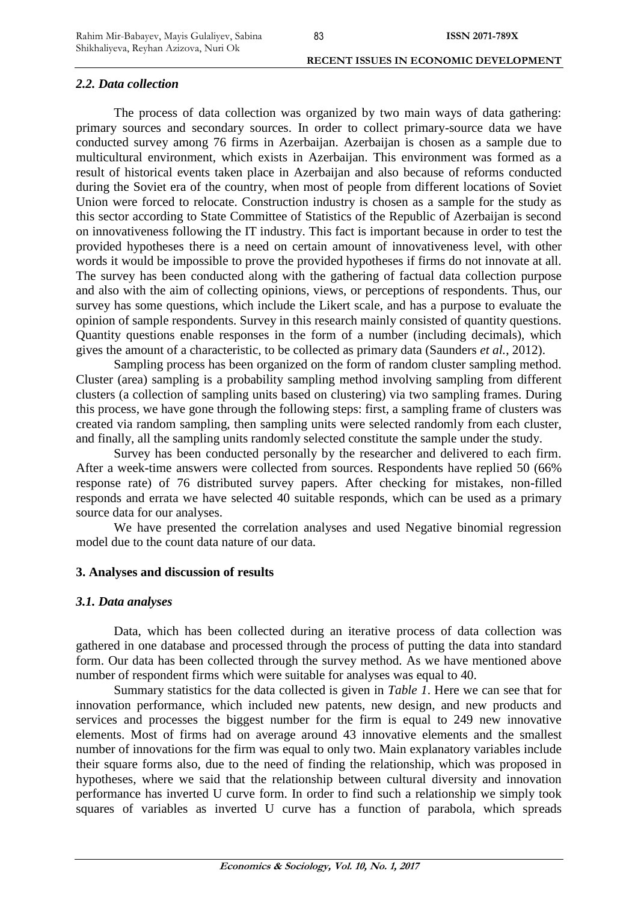### *2.2. Data collection*

The process of data collection was organized by two main ways of data gathering: primary sources and secondary sources. In order to collect primary-source data we have conducted survey among 76 firms in Azerbaijan. Azerbaijan is chosen as a sample due to multicultural environment, which exists in Azerbaijan. This environment was formed as a result of historical events taken place in Azerbaijan and also because of reforms conducted during the Soviet era of the country, when most of people from different locations of Soviet Union were forced to relocate. Construction industry is chosen as a sample for the study as this sector according to State Committee of Statistics of the Republic of Azerbaijan is second on innovativeness following the IT industry. This fact is important because in order to test the provided hypotheses there is a need on certain amount of innovativeness level, with other words it would be impossible to prove the provided hypotheses if firms do not innovate at all. The survey has been conducted along with the gathering of factual data collection purpose and also with the aim of collecting opinions, views, or perceptions of respondents. Thus, our survey has some questions, which include the Likert scale, and has a purpose to evaluate the opinion of sample respondents. Survey in this research mainly consisted of quantity questions. Quantity questions enable responses in the form of a number (including decimals), which gives the amount of a characteristic, to be collected as primary data (Saunders *et al.*, 2012).

Sampling process has been organized on the form of random cluster sampling method. Cluster (area) sampling is a probability sampling method involving sampling from different clusters (a collection of sampling units based on clustering) via two sampling frames. During this process, we have gone through the following steps: first, a sampling frame of clusters was created via random sampling, then sampling units were selected randomly from each cluster, and finally, all the sampling units randomly selected constitute the sample under the study.

Survey has been conducted personally by the researcher and delivered to each firm. After a week-time answers were collected from sources. Respondents have replied 50 (66% response rate) of 76 distributed survey papers. After checking for mistakes, non-filled responds and errata we have selected 40 suitable responds, which can be used as a primary source data for our analyses.

We have presented the correlation analyses and used Negative binomial regression model due to the count data nature of our data.

## 3. Analyses and discussion of results

### *3.1. Data analyses*

Data, which has been collected during an iterative process of data collection was gathered in one database and processed through the process of putting the data into standard form. Our data has been collected through the survey method. As we have mentioned above number of respondent firms which were suitable for analyses was equal to 40.

Summary statistics for the data collected is given in *Table 1*. Here we can see that for innovation performance, which included new patents, new design, and new products and services and processes the biggest number for the firm is equal to 249 new innovative elements. Most of firms had on average around 43 innovative elements and the smallest number of innovations for the firm was equal to only two. Main explanatory variables include their square forms also, due to the need of finding the relationship, which was proposed in hypotheses, where we said that the relationship between cultural diversity and innovation performance has inverted U curve form. In order to find such a relationship we simply took squares of variables as inverted U curve has a function of parabola, which spreads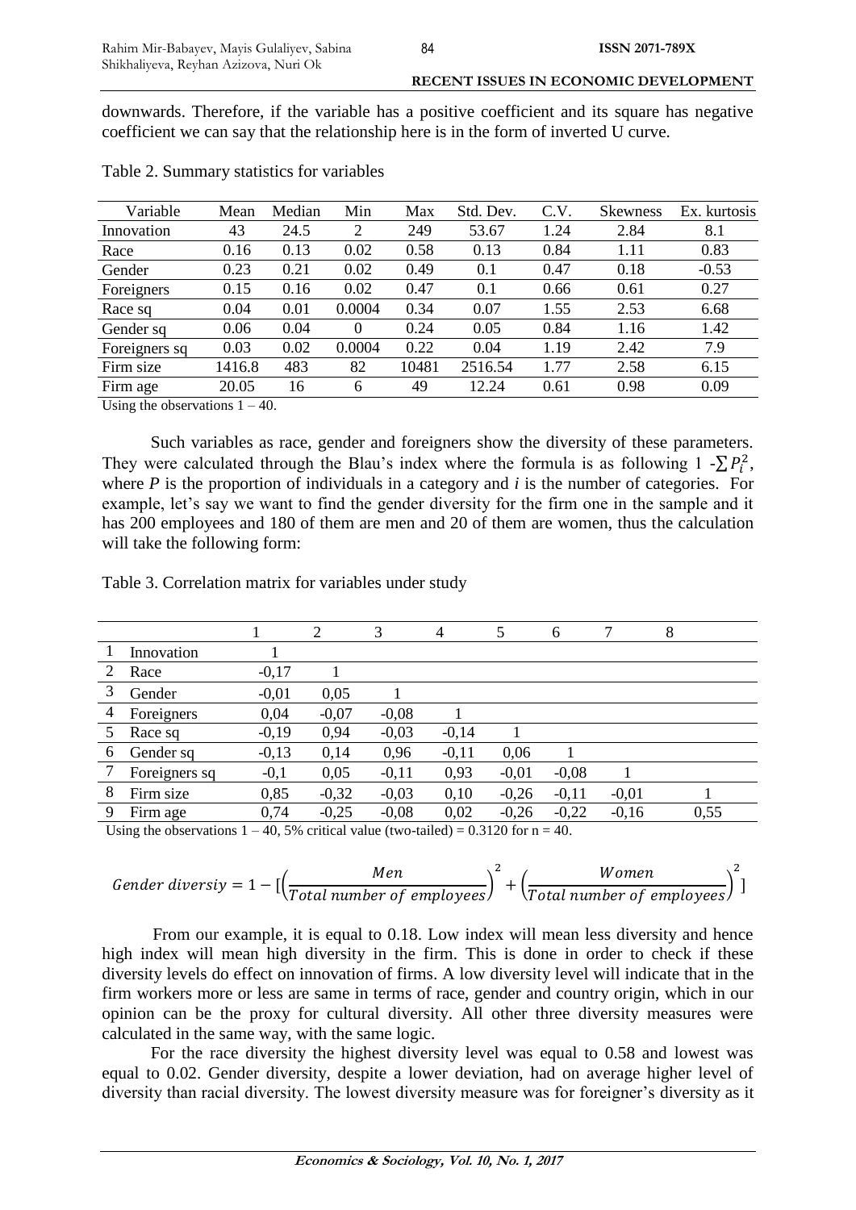downwards. Therefore, if the variable has a positive coefficient and its square has negative coefficient we can say that the relationship here is in the form of inverted U curve.

Table 2. Summary statistics for variables

| Variable | Mean | Median | Min | Max | Std. Dev. | C.V. | Skewness | Ex. kurtosis |
|---|---|---|---|---|---|---|---|---|
| Innovation | 43 | 24.5 | 2 | 249 | 53.67 | 1.24 | 2.84 | 8.1 |
| Race | 0.16 | 0.13 | 0.02 | 0.58 | 0.13 | 0.84 | 1.11 | 0.83 |
| Gender | 0.23 | 0.21 | 0.02 | 0.49 | 0.1 | 0.47 | 0.18 | -0.53 |
| Foreigners | 0.15 | 0.16 | 0.02 | 0.47 | 0.1 | 0.66 | 0.61 | 0.27 |
| Race sq | 0.04 | 0.01 | 0.0004 | 0.34 | 0.07 | 1.55 | 2.53 | 6.68 |
| Gender sq | 0.06 | 0.04 | 0 | 0.24 | 0.05 | 0.84 | 1.16 | 1.42 |
| Foreigners sq | 0.03 | 0.02 | 0.0004 | 0.22 | 0.04 | 1.19 | 2.42 | 7.9 |
| Firm size | 1416.8 | 483 | 82 | 10481 | 2516.54 | 1.77 | 2.58 | 6.15 |
| Firm age | 20.05 | 16 | 6 | 49 | 12.24 | 0.61 | 0.98 | 0.09 |

Using the observations 1 – 40.

Such variables as race, gender and foreigners show the diversity of these parameters. They were calculated through the Blau's index where the formula is as following $1 - \sum P_i^2$, where $P$ is the proportion of individuals in a category and $i$ is the number of categories. For example, let's say we want to find the gender diversity for the firm one in the sample and it has 200 employees and 180 of them are men and 20 of them are women, thus the calculation will take the following form:

Table 3. Correlation matrix for variables under study

| | | 1 | 2 | 3 | 4 | 5 | 6 | 7 | 8 |
|---|---|---|---|---|---|---|---|---|---|
| 1 | Innovation | 1 | | | | | | | |
| 2 | Race | -0,17 | 1 | | | | | | |
| 3 | Gender | -0,01 | 0,05 | 1 | | | | | |
| 4 | Foreigners | 0,04 | -0,07 | -0,08 | 1 | | | | |
| 5 | Race sq | -0,19 | 0,94 | -0,03 | -0,14 | 1 | | | |
| 6 | Gender sq | -0,13 | 0,14 | 0,96 | -0,11 | 0,06 | 1 | | |
| 7 | Foreigners sq | -0,1 | 0,05 | -0,11 | 0,93 | -0,01 | -0,08 | 1 | |
| 8 | Firm size | 0,85 | -0,32 | -0,03 | 0,10 | -0,26 | -0,11 | -0,01 | 1 |
| 9 | Firm age | 0,74 | -0,25 | -0,08 | 0,02 | -0,26 | -0,22 | -0,16 | 0,55 |

Using the observations 1 – 40, 5% critical value (two-tailed) = 0.3120 for n = 40.

$$Gender\ diversiy = 1 - [\left(\frac{Men}{Total\ number\ of\ employees}\right)^2 + \left(\frac{Women}{Total\ number\ of\ employees}\right)^2]$$

From our example, it is equal to 0.18. Low index will mean less diversity and hence high index will mean high diversity in the firm. This is done in order to check if these diversity levels do effect on innovation of firms. A low diversity level will indicate that in the firm workers more or less are same in terms of race, gender and country origin, which in our opinion can be the proxy for cultural diversity. All other three diversity measures were calculated in the same way, with the same logic.

For the race diversity the highest diversity level was equal to 0.58 and lowest was equal to 0.02. Gender diversity, despite a lower deviation, had on average higher level of diversity than racial diversity. The lowest diversity measure was for foreigner's diversity as it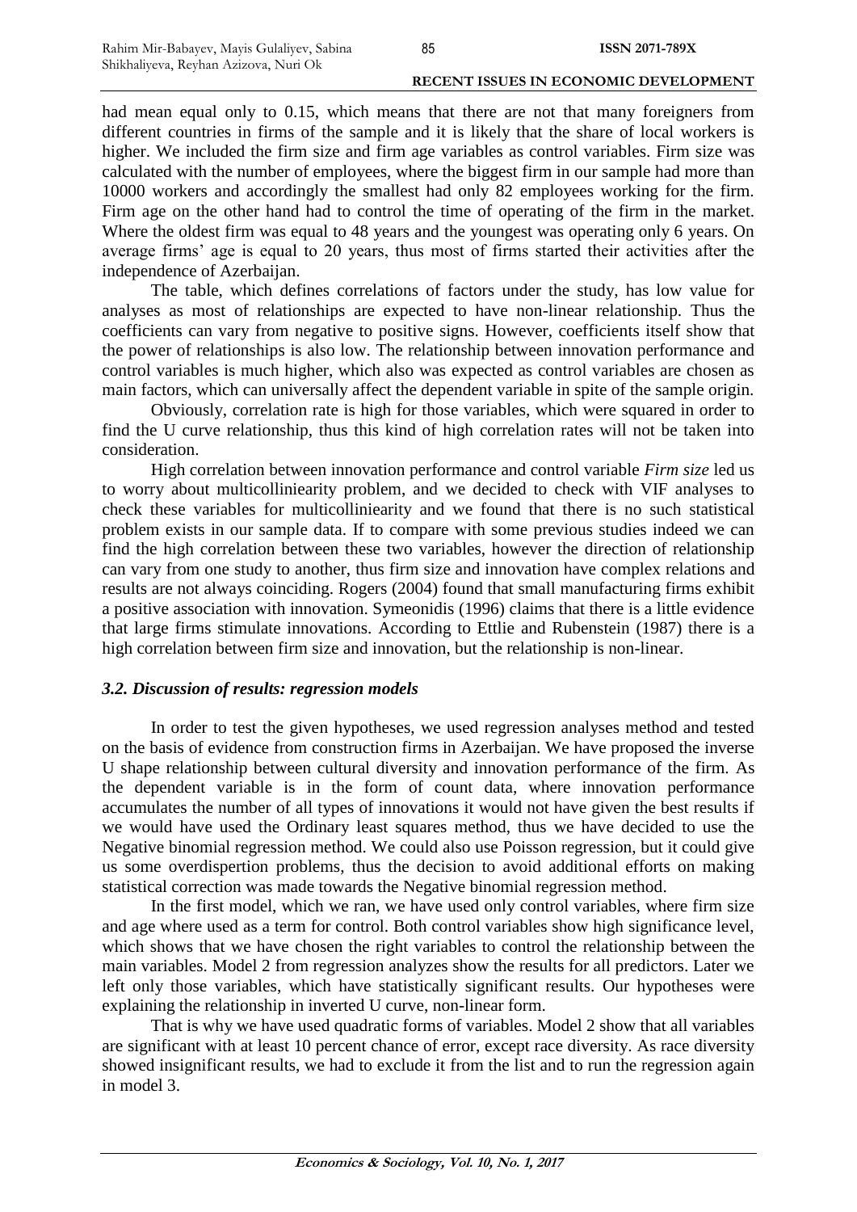had mean equal only to 0.15, which means that there are not that many foreigners from different countries in firms of the sample and it is likely that the share of local workers is higher. We included the firm size and firm age variables as control variables. Firm size was calculated with the number of employees, where the biggest firm in our sample had more than 10000 workers and accordingly the smallest had only 82 employees working for the firm. Firm age on the other hand had to control the time of operating of the firm in the market. Where the oldest firm was equal to 48 years and the youngest was operating only 6 years. On average firms' age is equal to 20 years, thus most of firms started their activities after the independence of Azerbaijan.

The table, which defines correlations of factors under the study, has low value for analyses as most of relationships are expected to have non-linear relationship. Thus the coefficients can vary from negative to positive signs. However, coefficients itself show that the power of relationships is also low. The relationship between innovation performance and control variables is much higher, which also was expected as control variables are chosen as main factors, which can universally affect the dependent variable in spite of the sample origin.

Obviously, correlation rate is high for those variables, which were squared in order to find the U curve relationship, thus this kind of high correlation rates will not be taken into consideration.

High correlation between innovation performance and control variable *Firm size* led us to worry about multicolliniearity problem, and we decided to check with VIF analyses to check these variables for multicolliniearity and we found that there is no such statistical problem exists in our sample data. If to compare with some previous studies indeed we can find the high correlation between these two variables, however the direction of relationship can vary from one study to another, thus firm size and innovation have complex relations and results are not always coinciding. Rogers (2004) found that small manufacturing firms exhibit a positive association with innovation. Symeonidis (1996) claims that there is a little evidence that large firms stimulate innovations. According to Ettlie and Rubenstein (1987) there is a high correlation between firm size and innovation, but the relationship is non-linear.

### *3.2. Discussion of results: regression models*

In order to test the given hypotheses, we used regression analyses method and tested on the basis of evidence from construction firms in Azerbaijan. We have proposed the inverse U shape relationship between cultural diversity and innovation performance of the firm. As the dependent variable is in the form of count data, where innovation performance accumulates the number of all types of innovations it would not have given the best results if we would have used the Ordinary least squares method, thus we have decided to use the Negative binomial regression method. We could also use Poisson regression, but it could give us some overdispertion problems, thus the decision to avoid additional efforts on making statistical correction was made towards the Negative binomial regression method.

In the first model, which we ran, we have used only control variables, where firm size and age where used as a term for control. Both control variables show high significance level, which shows that we have chosen the right variables to control the relationship between the main variables. Model 2 from regression analyzes show the results for all predictors. Later we left only those variables, which have statistically significant results. Our hypotheses were explaining the relationship in inverted U curve, non-linear form.

That is why we have used quadratic forms of variables. Model 2 show that all variables are significant with at least 10 percent chance of error, except race diversity. As race diversity showed insignificant results, we had to exclude it from the list and to run the regression again in model 3.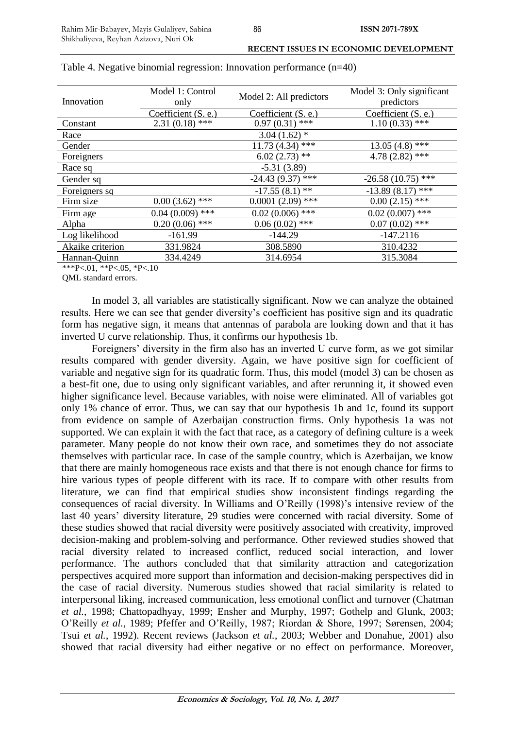Table 4. Negative binomial regression: Innovation performance (n=40)

| Innovation | Model 1: Control only | Model 2: All predictors | Model 3: Only significant predictors |
|---|---|---|---|
| | Coefficient (S. e.) | Coefficient (S. e.) | Coefficient (S. e.) |
| Constant | 2.31 (0.18) *** | 0.97 (0.31) *** | 1.10 (0.33) *** |
| Race | | 3.04 (1.62) * | |
| Gender | | 11.73 (4.34) *** | 13.05 (4.8) *** |
| Foreigners | | 6.02 (2.73) ** | 4.78 (2.82) *** |
| Race sq | | -5.31 (3.89) | |
| Gender sq | | -24.43 (9.37) *** | -26.58 (10.75) *** |
| Foreigners sq | | -17.55 (8.1) ** | -13.89 (8.17) *** |
| Firm size | 0.00 (3.62) *** | 0.0001 (2.09) *** | 0.00 (2.15) *** |
| Firm age | 0.04 (0.009) *** | 0.02 (0.006) *** | 0.02 (0.007) *** |
| Alpha | 0.20 (0.06) *** | 0.06 (0.02) *** | 0.07 (0.02) *** |
| Log likelihood | -161.99 | -144.29 | -147.2116 |
| Akaike criterion | 331.9824 | 308.5890 | 310.4232 |
| Hannan-Quinn | 334.4249 | 314.6954 | 315.3084 |

***P<.01, **P<.05, *P<.10

QML standard errors.

In model 3, all variables are statistically significant. Now we can analyze the obtained results. Here we can see that gender diversity's coefficient has positive sign and its quadratic form has negative sign, it means that antennas of parabola are looking down and that it has inverted U curve relationship. Thus, it confirms our hypothesis 1b.

Foreigners' diversity in the firm also has an inverted U curve form, as we got similar results compared with gender diversity. Again, we have positive sign for coefficient of variable and negative sign for its quadratic form. Thus, this model (model 3) can be chosen as a best-fit one, due to using only significant variables, and after rerunning it, it showed even higher significance level. Because variables, with noise were eliminated. All of variables got only 1% chance of error. Thus, we can say that our hypothesis 1b and 1c, found its support from evidence on sample of Azerbaijan construction firms. Only hypothesis 1a was not supported. We can explain it with the fact that race, as a category of defining culture is a week parameter. Many people do not know their own race, and sometimes they do not associate themselves with particular race. In case of the sample country, which is Azerbaijan, we know that there are mainly homogeneous race exists and that there is not enough chance for firms to hire various types of people different with its race. If to compare with other results from literature, we can find that empirical studies show inconsistent findings regarding the consequences of racial diversity. In Williams and O'Reilly (1998)'s intensive review of the last 40 years' diversity literature, 29 studies were concerned with racial diversity. Some of these studies showed that racial diversity were positively associated with creativity, improved decision-making and problem-solving and performance. Other reviewed studies showed that racial diversity related to increased conflict, reduced social interaction, and lower performance. The authors concluded that that similarity attraction and categorization perspectives acquired more support than information and decision-making perspectives did in the case of racial diversity. Numerous studies showed that racial similarity is related to interpersonal liking, increased communication, less emotional conflict and turnover (Chatman *et al.*, 1998; Chattopadhyay, 1999; Ensher and Murphy, 1997; Gothelp and Glunk, 2003; O'Reilly *et al.*, 1989; Pfeffer and O'Reilly, 1987; Riordan & Shore, 1997; Sørensen, 2004; Tsui *et al.*, 1992). Recent reviews (Jackson *et al.*, 2003; Webber and Donahue, 2001) also showed that racial diversity had either negative or no effect on performance. Moreover,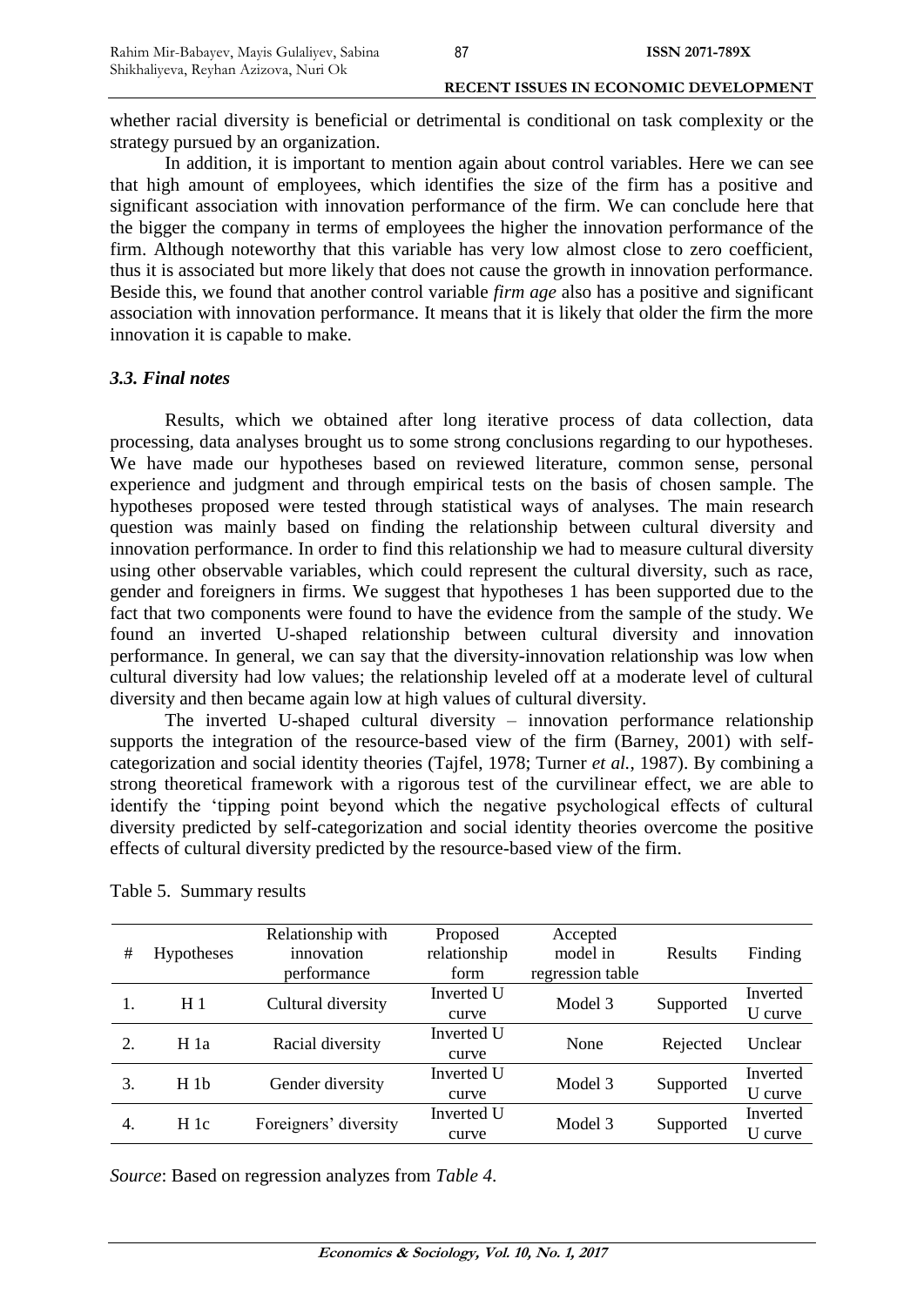whether racial diversity is beneficial or detrimental is conditional on task complexity or the strategy pursued by an organization.

In addition, it is important to mention again about control variables. Here we can see that high amount of employees, which identifies the size of the firm has a positive and significant association with innovation performance of the firm. We can conclude here that the bigger the company in terms of employees the higher the innovation performance of the firm. Although noteworthy that this variable has very low almost close to zero coefficient, thus it is associated but more likely that does not cause the growth in innovation performance. Beside this, we found that another control variable *firm age* also has a positive and significant association with innovation performance. It means that it is likely that older the firm the more innovation it is capable to make.

### *3.3. Final notes*

Results, which we obtained after long iterative process of data collection, data processing, data analyses brought us to some strong conclusions regarding to our hypotheses. We have made our hypotheses based on reviewed literature, common sense, personal experience and judgment and through empirical tests on the basis of chosen sample. The hypotheses proposed were tested through statistical ways of analyses. The main research question was mainly based on finding the relationship between cultural diversity and innovation performance. In order to find this relationship we had to measure cultural diversity using other observable variables, which could represent the cultural diversity, such as race, gender and foreigners in firms. We suggest that hypotheses 1 has been supported due to the fact that two components were found to have the evidence from the sample of the study. We found an inverted U-shaped relationship between cultural diversity and innovation performance. In general, we can say that the diversity-innovation relationship was low when cultural diversity had low values; the relationship leveled off at a moderate level of cultural diversity and then became again low at high values of cultural diversity.

The inverted U-shaped cultural diversity – innovation performance relationship supports the integration of the resource-based view of the firm (Barney, 2001) with self-categorization and social identity theories (Tajfel, 1978; Turner *et al.*, 1987). By combining a strong theoretical framework with a rigorous test of the curvilinear effect, we are able to identify the 'tipping point beyond which the negative psychological effects of cultural diversity predicted by self-categorization and social identity theories overcome the positive effects of cultural diversity predicted by the resource-based view of the firm.

Table 5. Summary results

| # | Hypotheses | Relationship with innovation performance | Proposed relationship form | Accepted model in regression table | Results | Finding |
|---|---|---|---|---|---|---|
| 1. | H 1 | Cultural diversity | Inverted U curve | Model 3 | Supported | Inverted U curve |
| 2. | H 1a | Racial diversity | Inverted U curve | None | Rejected | Unclear |
| 3. | H 1b | Gender diversity | Inverted U curve | Model 3 | Supported | Inverted U curve |
| 4. | H 1c | Foreigners' diversity | Inverted U curve | Model 3 | Supported | Inverted U curve |

*Source*: Based on regression analyzes from *Table 4*.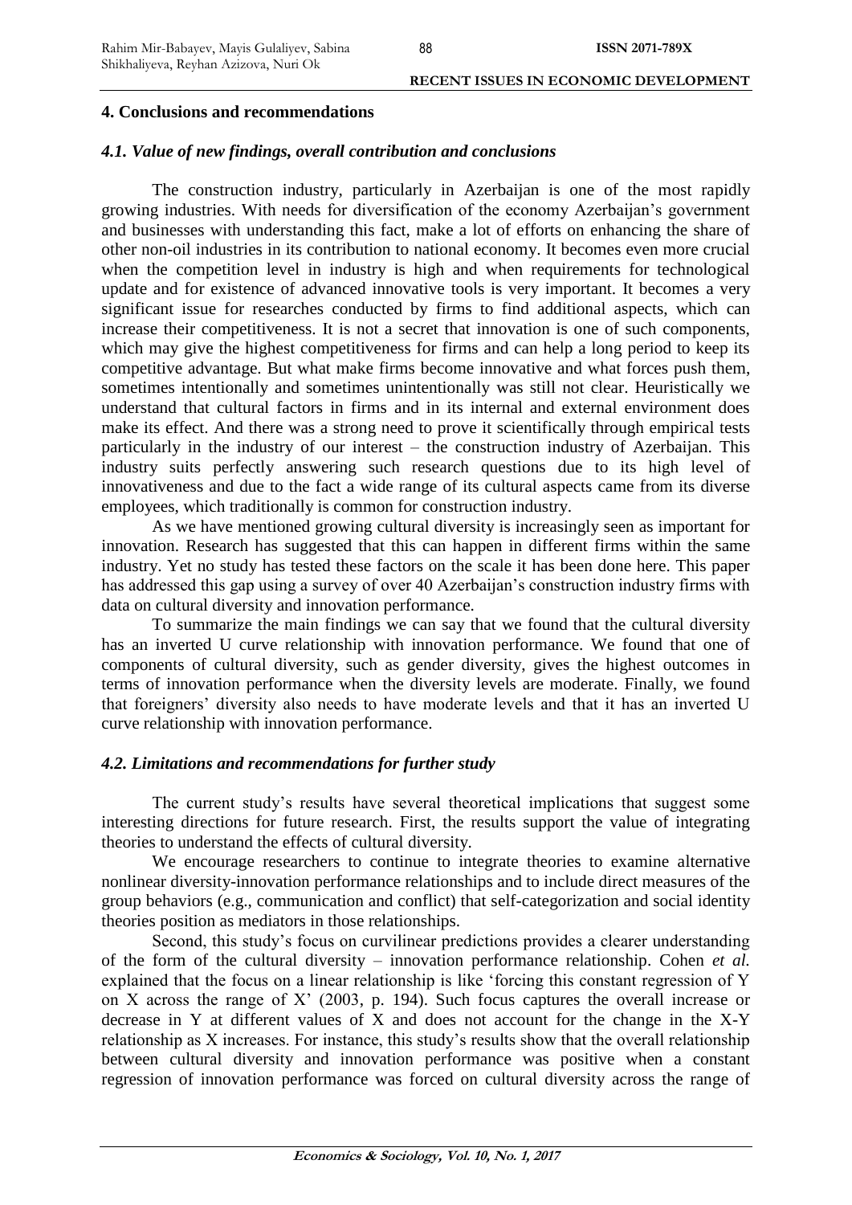## 4. Conclusions and recommendations

### *4.1. Value of new findings, overall contribution and conclusions*

The construction industry, particularly in Azerbaijan is one of the most rapidly growing industries. With needs for diversification of the economy Azerbaijan's government and businesses with understanding this fact, make a lot of efforts on enhancing the share of other non-oil industries in its contribution to national economy. It becomes even more crucial when the competition level in industry is high and when requirements for technological update and for existence of advanced innovative tools is very important. It becomes a very significant issue for researches conducted by firms to find additional aspects, which can increase their competitiveness. It is not a secret that innovation is one of such components, which may give the highest competitiveness for firms and can help a long period to keep its competitive advantage. But what make firms become innovative and what forces push them, sometimes intentionally and sometimes unintentionally was still not clear. Heuristically we understand that cultural factors in firms and in its internal and external environment does make its effect. And there was a strong need to prove it scientifically through empirical tests particularly in the industry of our interest – the construction industry of Azerbaijan. This industry suits perfectly answering such research questions due to its high level of innovativeness and due to the fact a wide range of its cultural aspects came from its diverse employees, which traditionally is common for construction industry.

As we have mentioned growing cultural diversity is increasingly seen as important for innovation. Research has suggested that this can happen in different firms within the same industry. Yet no study has tested these factors on the scale it has been done here. This paper has addressed this gap using a survey of over 40 Azerbaijan's construction industry firms with data on cultural diversity and innovation performance.

To summarize the main findings we can say that we found that the cultural diversity has an inverted U curve relationship with innovation performance. We found that one of components of cultural diversity, such as gender diversity, gives the highest outcomes in terms of innovation performance when the diversity levels are moderate. Finally, we found that foreigners' diversity also needs to have moderate levels and that it has an inverted U curve relationship with innovation performance.

### *4.2. Limitations and recommendations for further study*

The current study's results have several theoretical implications that suggest some interesting directions for future research. First, the results support the value of integrating theories to understand the effects of cultural diversity.

We encourage researchers to continue to integrate theories to examine alternative nonlinear diversity-innovation performance relationships and to include direct measures of the group behaviors (e.g., communication and conflict) that self-categorization and social identity theories position as mediators in those relationships.

Second, this study's focus on curvilinear predictions provides a clearer understanding of the form of the cultural diversity – innovation performance relationship. Cohen *et al.* explained that the focus on a linear relationship is like 'forcing this constant regression of Y on X across the range of X' (2003, p. 194). Such focus captures the overall increase or decrease in Y at different values of X and does not account for the change in the X-Y relationship as X increases. For instance, this study's results show that the overall relationship between cultural diversity and innovation performance was positive when a constant regression of innovation performance was forced on cultural diversity across the range of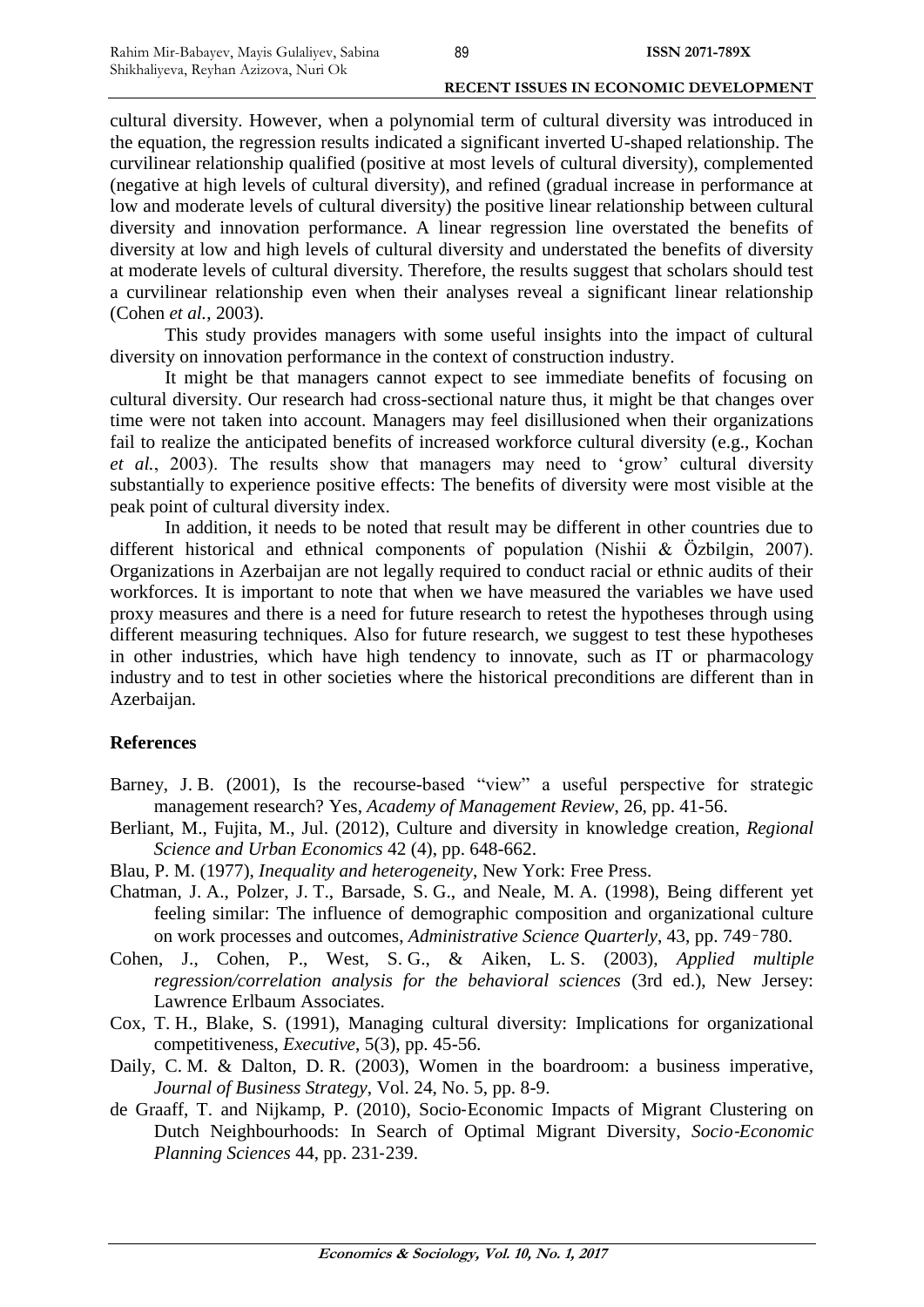cultural diversity. However, when a polynomial term of cultural diversity was introduced in the equation, the regression results indicated a significant inverted U-shaped relationship. The curvilinear relationship qualified (positive at most levels of cultural diversity), complemented (negative at high levels of cultural diversity), and refined (gradual increase in performance at low and moderate levels of cultural diversity) the positive linear relationship between cultural diversity and innovation performance. A linear regression line overstated the benefits of diversity at low and high levels of cultural diversity and understated the benefits of diversity at moderate levels of cultural diversity. Therefore, the results suggest that scholars should test a curvilinear relationship even when their analyses reveal a significant linear relationship (Cohen *et al.*, 2003).

This study provides managers with some useful insights into the impact of cultural diversity on innovation performance in the context of construction industry.

It might be that managers cannot expect to see immediate benefits of focusing on cultural diversity. Our research had cross-sectional nature thus, it might be that changes over time were not taken into account. Managers may feel disillusioned when their organizations fail to realize the anticipated benefits of increased workforce cultural diversity (e.g., Kochan *et al.*, 2003). The results show that managers may need to 'grow' cultural diversity substantially to experience positive effects: The benefits of diversity were most visible at the peak point of cultural diversity index.

In addition, it needs to be noted that result may be different in other countries due to different historical and ethnical components of population (Nishii & Özbilgin, 2007). Organizations in Azerbaijan are not legally required to conduct racial or ethnic audits of their workforces. It is important to note that when we have measured the variables we have used proxy measures and there is a need for future research to retest the hypotheses through using different measuring techniques. Also for future research, we suggest to test these hypotheses in other industries, which have high tendency to innovate, such as IT or pharmacology industry and to test in other societies where the historical preconditions are different than in Azerbaijan.

## References

Barney, J. B. (2001), Is the recourse-based "view" a useful perspective for strategic management research? Yes, *Academy of Management Review*, 26, pp. 41-56.

Berliant, M., Fujita, M., Jul. (2012), Culture and diversity in knowledge creation, *Regional Science and Urban Economics* 42 (4), pp. 648-662.

Blau, P. M. (1977), *Inequality and heterogeneity*, New York: Free Press.

Chatman, J. A., Polzer, J. T., Barsade, S. G., and Neale, M. A. (1998), Being different yet feeling similar: The influence of demographic composition and organizational culture on work processes and outcomes, *Administrative Science Quarterly*, 43, pp. 749‑780.

Cohen, J., Cohen, P., West, S. G., & Aiken, L. S. (2003), *Applied multiple regression/correlation analysis for the behavioral sciences* (3rd ed.), New Jersey: Lawrence Erlbaum Associates.

Cox, T. H., Blake, S. (1991), Managing cultural diversity: Implications for organizational competitiveness, *Executive*, 5(3), pp. 45-56.

Daily, C. M. & Dalton, D. R. (2003), Women in the boardroom: a business imperative, *Journal of Business Strategy*, Vol. 24, No. 5, pp. 8-9.

de Graaff, T. and Nijkamp, P. (2010), Socio-Economic Impacts of Migrant Clustering on Dutch Neighbourhoods: In Search of Optimal Migrant Diversity, *Socio-Economic Planning Sciences* 44, pp. 231-239.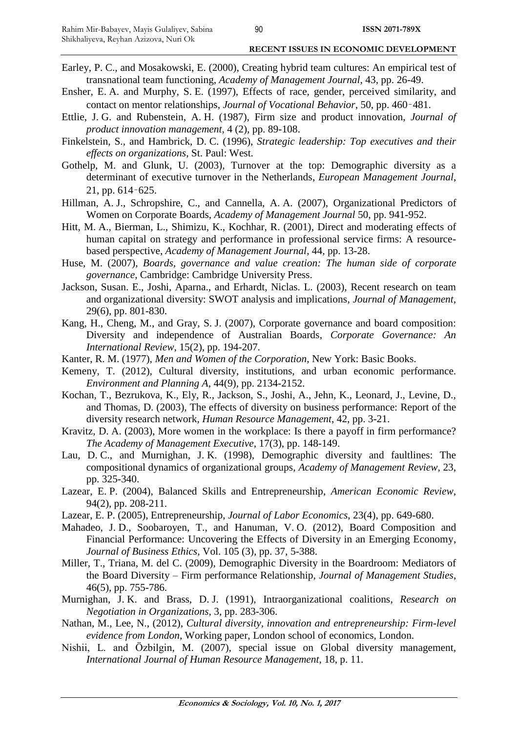Earley, P. C., and Mosakowski, E. (2000), Creating hybrid team cultures: An empirical test of transnational team functioning, *Academy of Management Journal*, 43, pp. 26-49.

Ensher, E. A. and Murphy, S. E. (1997), Effects of race, gender, perceived similarity, and contact on mentor relationships, *Journal of Vocational Behavior*, 50, pp. 460‑481.

Ettlie, J. G. and Rubenstein, A. H. (1987), Firm size and product innovation, *Journal of product innovation management*, 4 (2), pp. 89-108.

Finkelstein, S., and Hambrick, D. C. (1996), *Strategic leadership: Top executives and their effects on organizations*, St. Paul: West.

Gothelp, M. and Glunk, U. (2003), Turnover at the top: Demographic diversity as a determinant of executive turnover in the Netherlands, *European Management Journal*, 21, pp. 614‑625.

Hillman, A. J., Schropshire, C., and Cannella, A. A. (2007), Organizational Predictors of Women on Corporate Boards, *Academy of Management Journal* 50, pp. 941-952.

Hitt, M. A., Bierman, L., Shimizu, K., Kochhar, R. (2001), Direct and moderating effects of human capital on strategy and performance in professional service firms: A resource-based perspective, *Academy of Management Journal*, 44, pp. 13-28.

Huse, M. (2007), *Boards, governance and value creation: The human side of corporate governance*, Cambridge: Cambridge University Press.

Jackson, Susan. E., Joshi, Aparna., and Erhardt, Niclas. L. (2003), Recent research on team and organizational diversity: SWOT analysis and implications, *Journal of Management*, 29(6), pp. 801-830.

Kang, H., Cheng, M., and Gray, S. J. (2007), Corporate governance and board composition: Diversity and independence of Australian Boards, *Corporate Governance: An International Review*, 15(2), pp. 194-207.

Kanter, R. M. (1977), *Men and Women of the Corporation*, New York: Basic Books.

Kemeny, T. (2012), Cultural diversity, institutions, and urban economic performance. *Environment and Planning A*, 44(9), pp. 2134-2152.

Kochan, T., Bezrukova, K., Ely, R., Jackson, S., Joshi, A., Jehn, K., Leonard, J., Levine, D., and Thomas, D. (2003), The effects of diversity on business performance: Report of the diversity research network, *Human Resource Management*, 42, pp. 3-21.

Kravitz, D. A. (2003), More women in the workplace: Is there a payoff in firm performance? *The Academy of Management Executive*, 17(3), pp. 148-149.

Lau, D. C., and Murnighan, J. K. (1998), Demographic diversity and faultlines: The compositional dynamics of organizational groups, *Academy of Management Review*, 23, pp. 325-340.

Lazear, E. P. (2004), Balanced Skills and Entrepreneurship, *American Economic Review*, 94(2), pp. 208-211.

Lazear, E. P. (2005), Entrepreneurship, *Journal of Labor Economics*, 23(4), pp. 649-680.

Mahadeo, J. D., Soobaroyen, T., and Hanuman, V. O. (2012), Board Composition and Financial Performance: Uncovering the Effects of Diversity in an Emerging Economy, *Journal of Business Ethics*, Vol. 105 (3), pp. 37, 5-388.

Miller, T., Triana, M. del C. (2009), Demographic Diversity in the Boardroom: Mediators of the Board Diversity – Firm performance Relationship, *Journal of Management Studies*, 46(5), pp. 755-786.

Murnighan, J. K. and Brass, D. J. (1991), Intraorganizational coalitions, *Research on Negotiation in Organizations*, 3, pp. 283-306.

Nathan, M., Lee, N., (2012), *Cultural diversity, innovation and entrepreneurship: Firm-level evidence from London*, Working paper, London school of economics, London.

Nishii, L. and Özbilgin, M. (2007), special issue on Global diversity management, *International Journal of Human Resource Management*, 18, p. 11.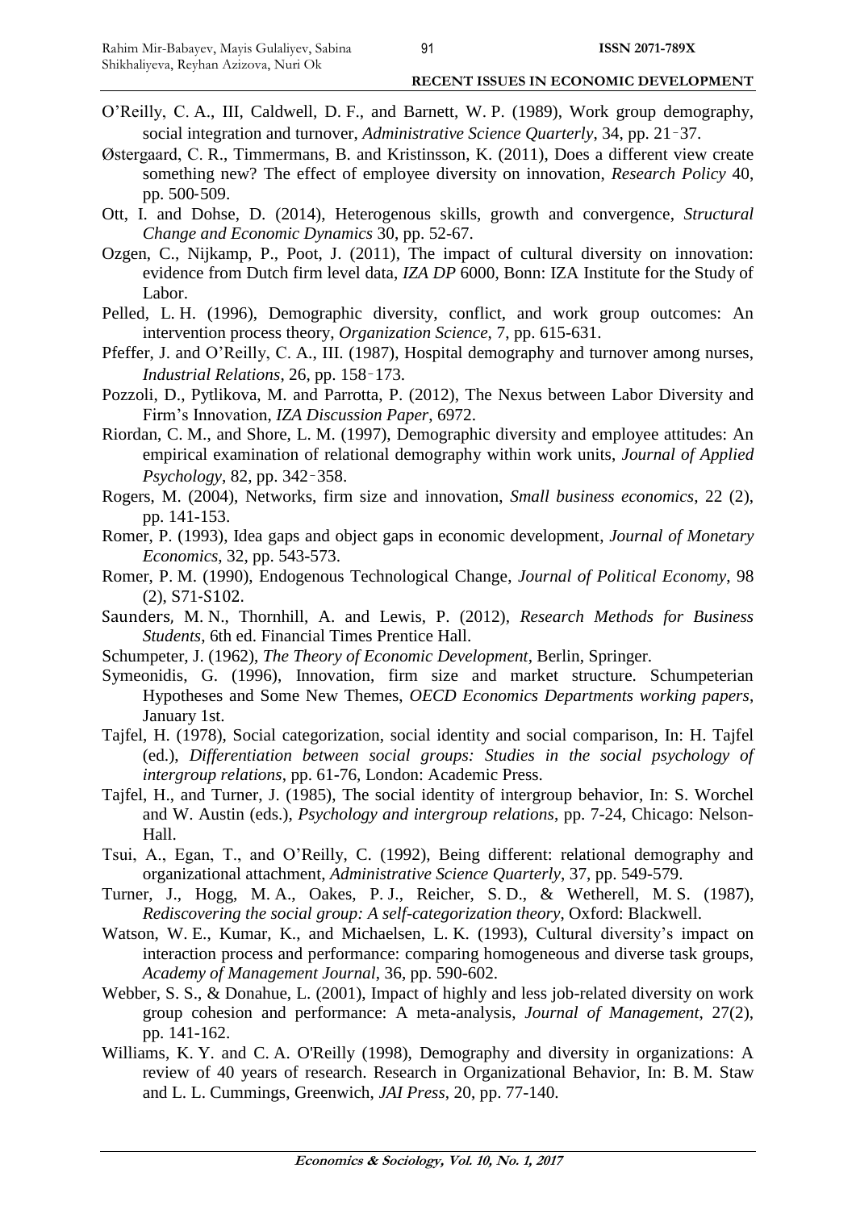O'Reilly, C. A., III, Caldwell, D. F., and Barnett, W. P. (1989), Work group demography, social integration and turnover, *Administrative Science Quarterly*, 34, pp. 21–37.

Østergaard, C. R., Timmermans, B. and Kristinsson, K. (2011), Does a different view create something new? The effect of employee diversity on innovation, *Research Policy* 40, pp. 500-509.

Ott, I. and Dohse, D. (2014), Heterogenous skills, growth and convergence, *Structural Change and Economic Dynamics* 30, pp. 52-67.

Ozgen, C., Nijkamp, P., Poot, J. (2011), The impact of cultural diversity on innovation: evidence from Dutch firm level data, *IZA DP* 6000, Bonn: IZA Institute for the Study of Labor.

Pelled, L. H. (1996), Demographic diversity, conflict, and work group outcomes: An intervention process theory, *Organization Science*, 7, pp. 615-631.

Pfeffer, J. and O'Reilly, C. A., III. (1987), Hospital demography and turnover among nurses, *Industrial Relations*, 26, pp. 158–173.

Pozzoli, D., Pytlikova, M. and Parrotta, P. (2012), The Nexus between Labor Diversity and Firm's Innovation, *IZA Discussion Paper*, 6972.

Riordan, C. M., and Shore, L. M. (1997), Demographic diversity and employee attitudes: An empirical examination of relational demography within work units, *Journal of Applied Psychology*, 82, pp. 342–358.

Rogers, M. (2004), Networks, firm size and innovation, *Small business economics*, 22 (2), pp. 141-153.

Romer, P. (1993), Idea gaps and object gaps in economic development, *Journal of Monetary Economics*, 32, pp. 543-573.

Romer, P. M. (1990), Endogenous Technological Change, *Journal of Political Economy*, 98 (2), S71-S102.

Saunders, M. N., Thornhill, A. and Lewis, P. (2012), *Research Methods for Business Students*, 6th ed. Financial Times Prentice Hall.

Schumpeter, J. (1962), *The Theory of Economic Development*, Berlin, Springer.

Symeonidis, G. (1996), Innovation, firm size and market structure. Schumpeterian Hypotheses and Some New Themes, *OECD Economics Departments working papers*, January 1st.

Tajfel, H. (1978), Social categorization, social identity and social comparison, In: H. Tajfel (ed.), *Differentiation between social groups: Studies in the social psychology of intergroup relations*, pp. 61-76, London: Academic Press.

Tajfel, H., and Turner, J. (1985), The social identity of intergroup behavior, In: S. Worchel and W. Austin (eds.), *Psychology and intergroup relations*, pp. 7-24, Chicago: Nelson-Hall.

Tsui, A., Egan, T., and O'Reilly, C. (1992), Being different: relational demography and organizational attachment, *Administrative Science Quarterly*, 37, pp. 549-579.

Turner, J., Hogg, M. A., Oakes, P. J., Reicher, S. D., & Wetherell, M. S. (1987), *Rediscovering the social group: A self-categorization theory*, Oxford: Blackwell.

Watson, W. E., Kumar, K., and Michaelsen, L. K. (1993), Cultural diversity's impact on interaction process and performance: comparing homogeneous and diverse task groups, *Academy of Management Journal*, 36, pp. 590-602.

Webber, S. S., & Donahue, L. (2001), Impact of highly and less job-related diversity on work group cohesion and performance: A meta-analysis, *Journal of Management*, 27(2), pp. 141-162.

Williams, K. Y. and C. A. O'Reilly (1998), Demography and diversity in organizations: A review of 40 years of research. Research in Organizational Behavior, In: B. M. Staw and L. L. Cummings, Greenwich, *JAI Press*, 20, pp. 77-140.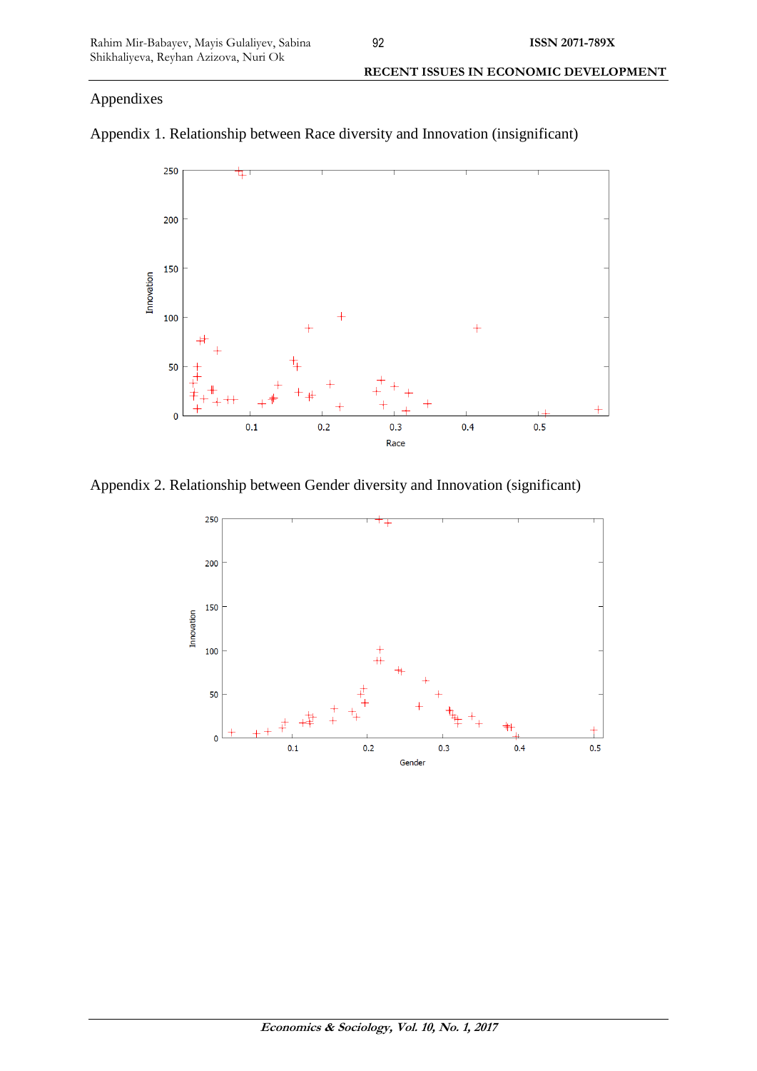Appendixes

Appendix 1. Relationship between Race diversity and Innovation (insignificant)

Appendix 2. Relationship between Gender diversity and Innovation (significant)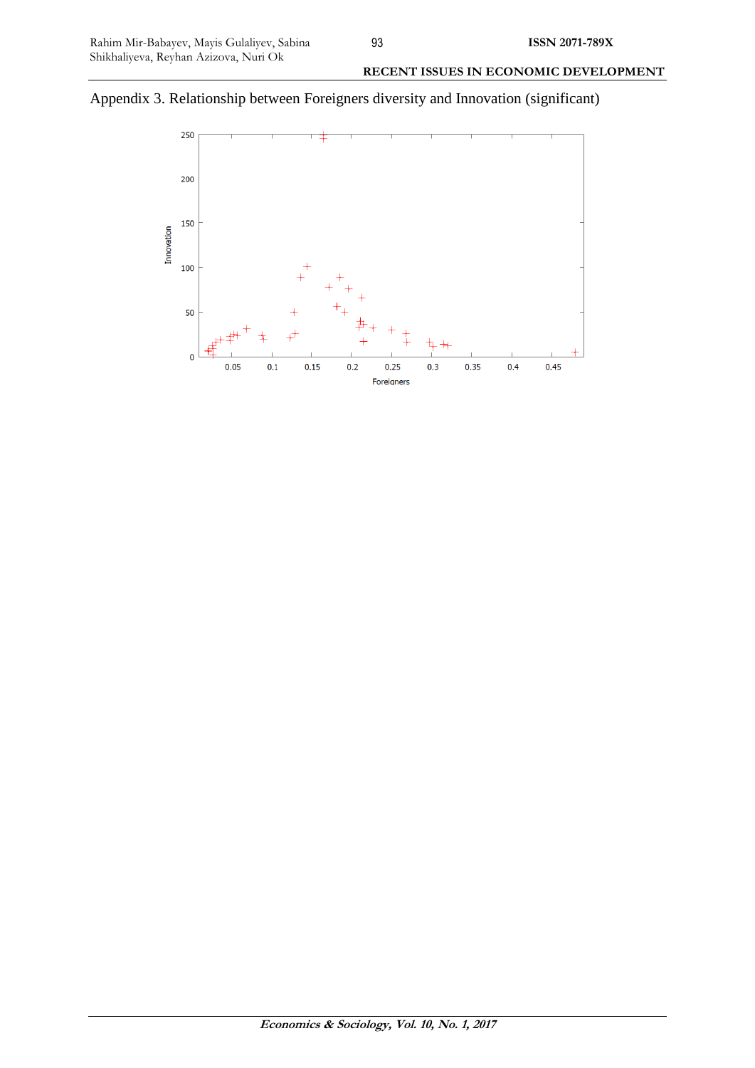Appendix 3. Relationship between Foreigners diversity and Innovation (significant)

Innovation

250
200
150
100
50
0

0.05 0.1 0.15 0.2 0.25 0.3 0.35 0.4 0.45

Foreigners